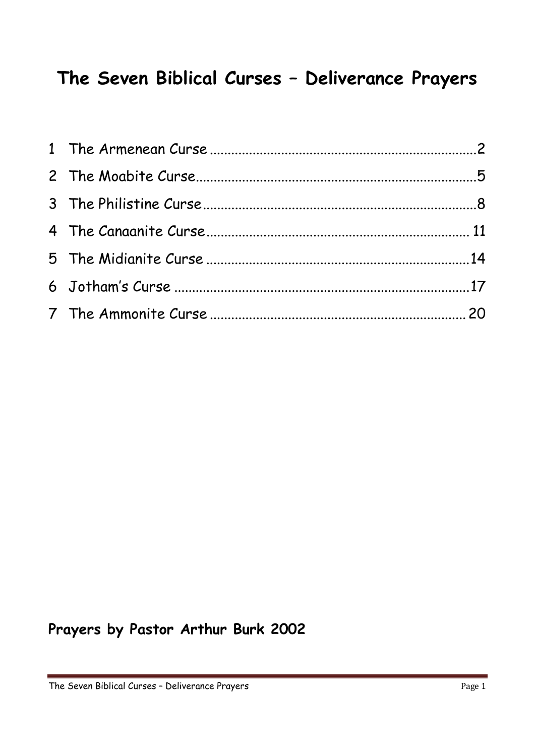# The Seven Biblical Curses – Deliverance Prayers

1 The Armenean Curse ........................................................................ 2
2 The Moabite Curse ........................................................................... 5
3 The Philistine Curse ......................................................................... 8
4 The Canaanite Curse ....................................................................... 11
5 The Midianite Curse ........................................................................ 14
6 Jotham's Curse ................................................................................ 17
7 The Ammonite Curse ....................................................................... 20

**Prayers by Pastor Arthur Burk 2002**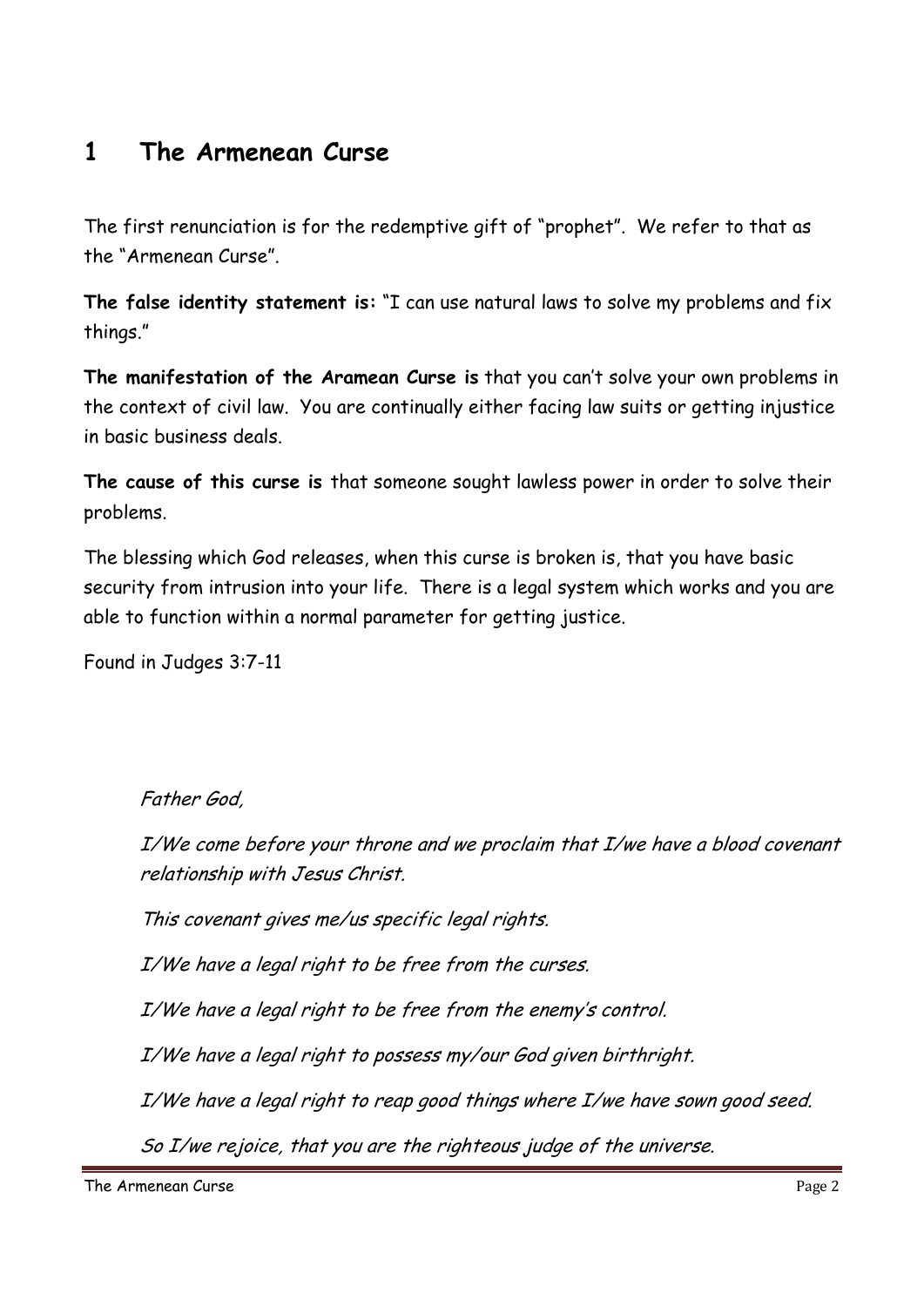# 1 The Armenean Curse

The first renunciation is for the redemptive gift of "prophet". We refer to that as the "Armenean Curse".

**The false identity statement is:** "I can use natural laws to solve my problems and fix things."

**The manifestation of the Aramean Curse is** that you can't solve your own problems in the context of civil law. You are continually either facing law suits or getting injustice in basic business deals.

**The cause of this curse is** that someone sought lawless power in order to solve their problems.

The blessing which God releases, when this curse is broken is, that you have basic security from intrusion into your life. There is a legal system which works and you are able to function within a normal parameter for getting justice.

Found in Judges 3:7-11

*Father God,*

*I/We come before your throne and we proclaim that I/we have a blood covenant relationship with Jesus Christ.*

*This covenant gives me/us specific legal rights.*

*I/We have a legal right to be free from the curses.*

*I/We have a legal right to be free from the enemy's control.*

*I/We have a legal right to possess my/our God given birthright.*

*I/We have a legal right to reap good things where I/we have sown good seed.*

*So I/we rejoice, that you are the righteous judge of the universe.*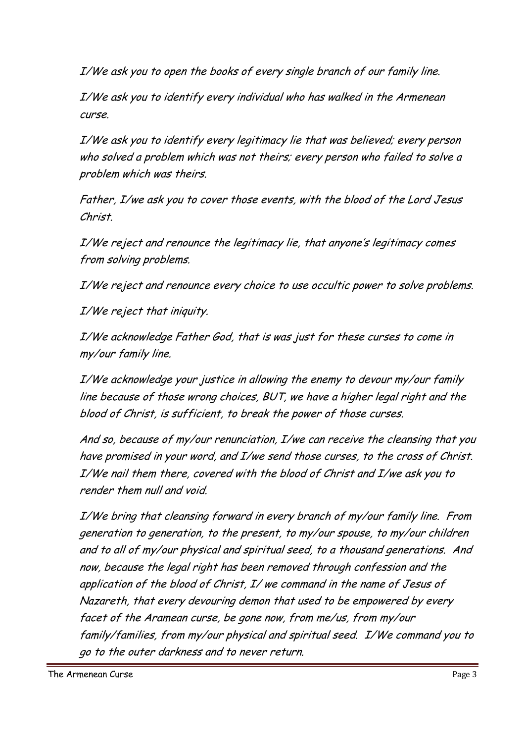*I/We ask you to open the books of every single branch of our family line.*

*I/We ask you to identify every individual who has walked in the Armenean curse.*

*I/We ask you to identify every legitimacy lie that was believed; every person who solved a problem which was not theirs; every person who failed to solve a problem which was theirs.*

*Father, I/we ask you to cover those events, with the blood of the Lord Jesus Christ.*

*I/We reject and renounce the legitimacy lie, that anyone's legitimacy comes from solving problems.*

*I/We reject and renounce every choice to use occultic power to solve problems.*

*I/We reject that iniquity.*

*I/We acknowledge Father God, that is was just for these curses to come in my/our family line.*

*I/We acknowledge your justice in allowing the enemy to devour my/our family line because of those wrong choices, BUT, we have a higher legal right and the blood of Christ, is sufficient, to break the power of those curses.*

*And so, because of my/our renunciation, I/we can receive the cleansing that you have promised in your word, and I/we send those curses, to the cross of Christ. I/We nail them there, covered with the blood of Christ and I/we ask you to render them null and void.*

*I/We bring that cleansing forward in every branch of my/our family line. From generation to generation, to the present, to my/our spouse, to my/our children and to all of my/our physical and spiritual seed, to a thousand generations. And now, because the legal right has been removed through confession and the application of the blood of Christ, I/ we command in the name of Jesus of Nazareth, that every devouring demon that used to be empowered by every facet of the Aramean curse, be gone now, from me/us, from my/our family/families, from my/our physical and spiritual seed. I/We command you to go to the outer darkness and to never return.*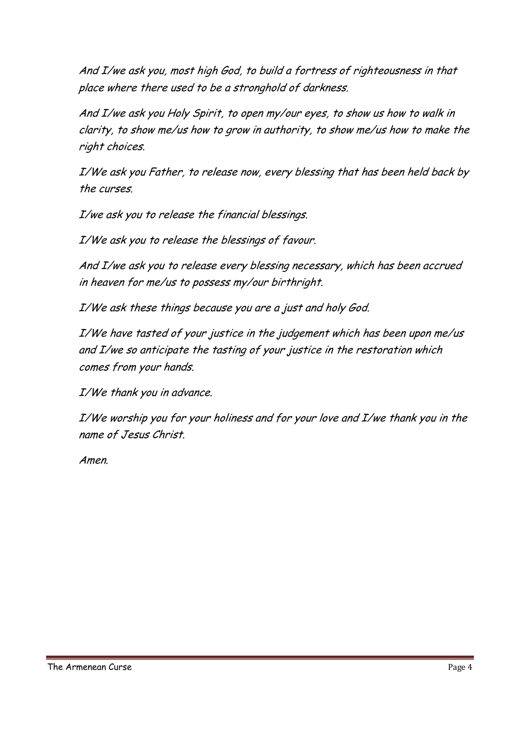*And I/we ask you, most high God, to build a fortress of righteousness in that place where there used to be a stronghold of darkness.*

*And I/we ask you Holy Spirit, to open my/our eyes, to show us how to walk in clarity, to show me/us how to grow in authority, to show me/us how to make the right choices.*

*I/We ask you Father, to release now, every blessing that has been held back by the curses.*

*I/we ask you to release the financial blessings.*

*I/We ask you to release the blessings of favour.*

*And I/we ask you to release every blessing necessary, which has been accrued in heaven for me/us to possess my/our birthright.*

*I/We ask these things because you are a just and holy God.*

*I/We have tasted of your justice in the judgement which has been upon me/us and I/we so anticipate the tasting of your justice in the restoration which comes from your hands.*

*I/We thank you in advance.*

*I/We worship you for your holiness and for your love and I/we thank you in the name of Jesus Christ.*

*Amen.*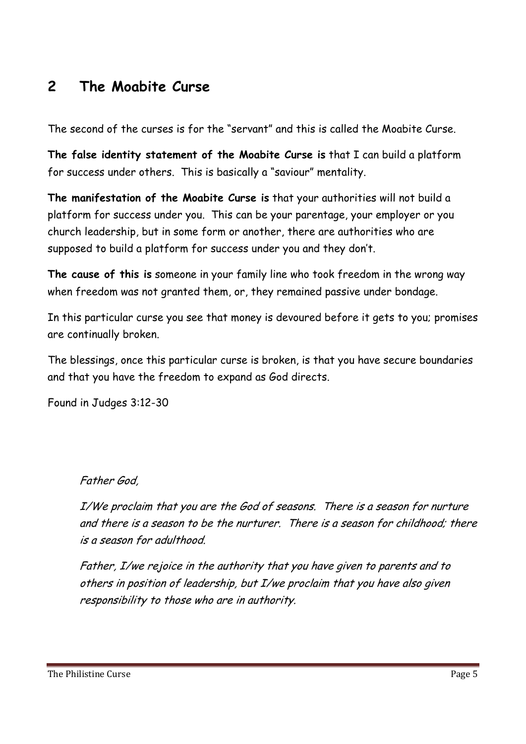## 2 The Moabite Curse

The second of the curses is for the "servant" and this is called the Moabite Curse.

**The false identity statement of the Moabite Curse is** that I can build a platform for success under others. This is basically a "saviour" mentality.

**The manifestation of the Moabite Curse is** that your authorities will not build a platform for success under you. This can be your parentage, your employer or you church leadership, but in some form or another, there are authorities who are supposed to build a platform for success under you and they don't.

**The cause of this is** someone in your family line who took freedom in the wrong way when freedom was not granted them, or, they remained passive under bondage.

In this particular curse you see that money is devoured before it gets to you; promises are continually broken.

The blessings, once this particular curse is broken, is that you have secure boundaries and that you have the freedom to expand as God directs.

Found in Judges 3:12-30

*Father God,*

*I/We proclaim that you are the God of seasons. There is a season for nurture and there is a season to be the nurturer. There is a season for childhood; there is a season for adulthood.*

*Father, I/we rejoice in the authority that you have given to parents and to others in position of leadership, but I/we proclaim that you have also given responsibility to those who are in authority.*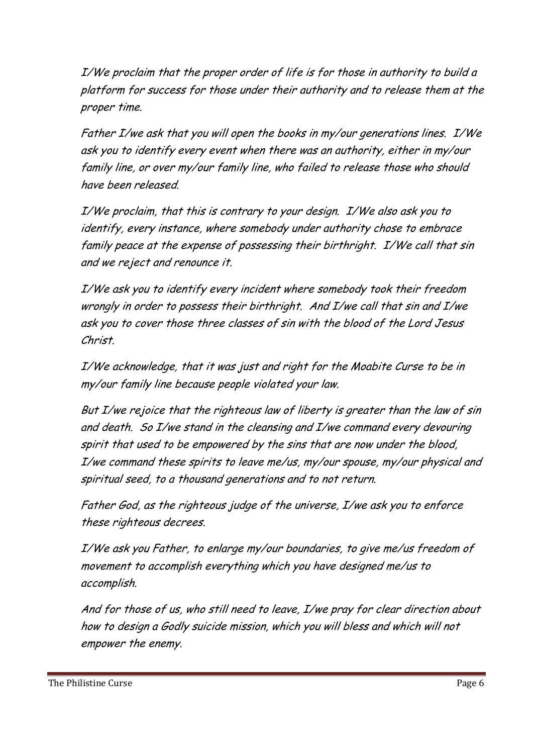*I/We proclaim that the proper order of life is for those in authority to build a platform for success for those under their authority and to release them at the proper time.*

*Father I/we ask that you will open the books in my/our generations lines. I/We ask you to identify every event when there was an authority, either in my/our family line, or over my/our family line, who failed to release those who should have been released.*

*I/We proclaim, that this is contrary to your design. I/We also ask you to identify, every instance, where somebody under authority chose to embrace family peace at the expense of possessing their birthright. I/We call that sin and we reject and renounce it.*

*I/We ask you to identify every incident where somebody took their freedom wrongly in order to possess their birthright. And I/we call that sin and I/we ask you to cover those three classes of sin with the blood of the Lord Jesus Christ.*

*I/We acknowledge, that it was just and right for the Moabite Curse to be in my/our family line because people violated your law.*

*But I/we rejoice that the righteous law of liberty is greater than the law of sin and death. So I/we stand in the cleansing and I/we command every devouring spirit that used to be empowered by the sins that are now under the blood, I/we command these spirits to leave me/us, my/our spouse, my/our physical and spiritual seed, to a thousand generations and to not return.*

*Father God, as the righteous judge of the universe, I/we ask you to enforce these righteous decrees.*

*I/We ask you Father, to enlarge my/our boundaries, to give me/us freedom of movement to accomplish everything which you have designed me/us to accomplish.*

*And for those of us, who still need to leave, I/we pray for clear direction about how to design a Godly suicide mission, which you will bless and which will not empower the enemy.*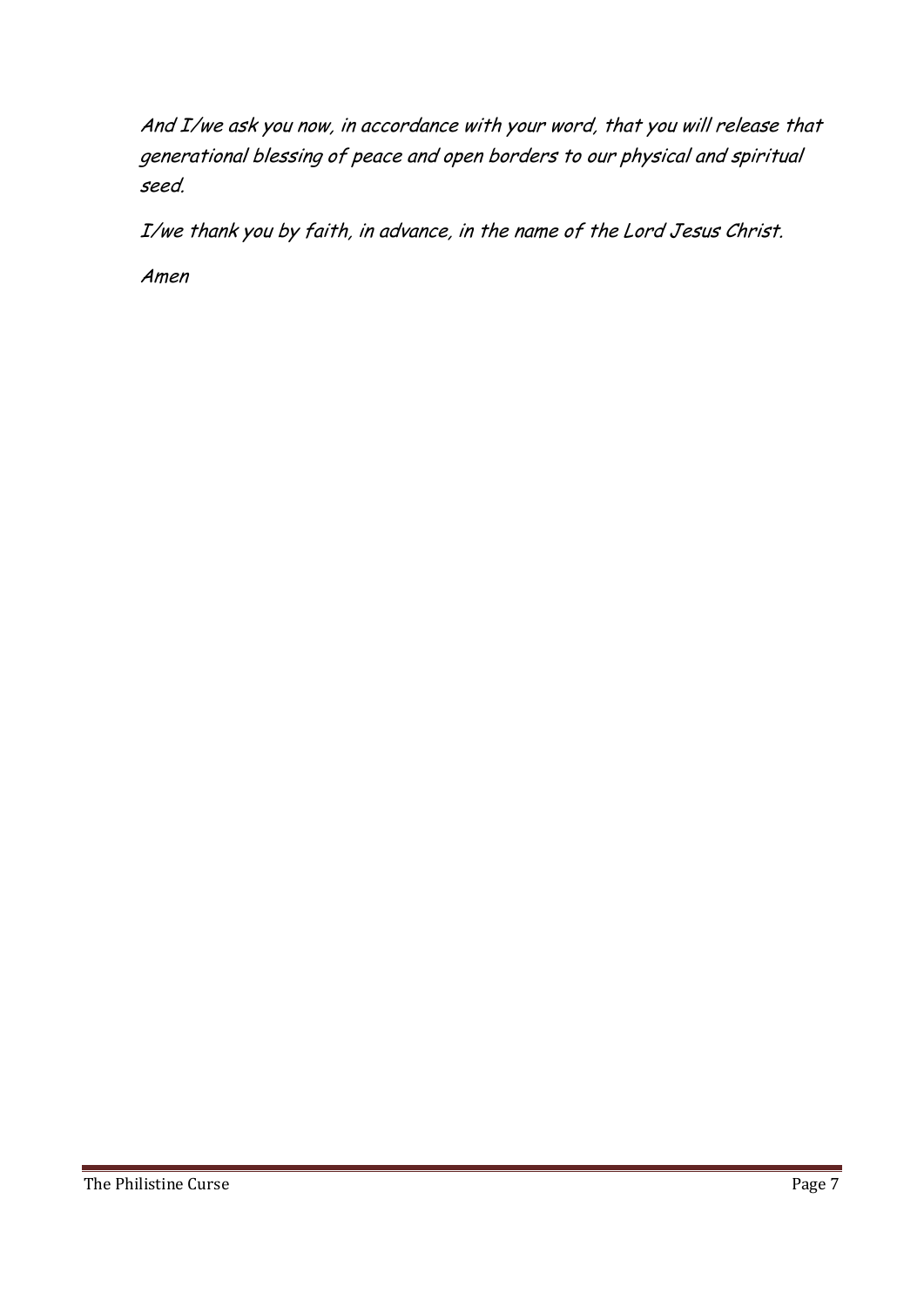*And I/we ask you now, in accordance with your word, that you will release that generational blessing of peace and open borders to our physical and spiritual seed.*

*I/we thank you by faith, in advance, in the name of the Lord Jesus Christ.*

*Amen*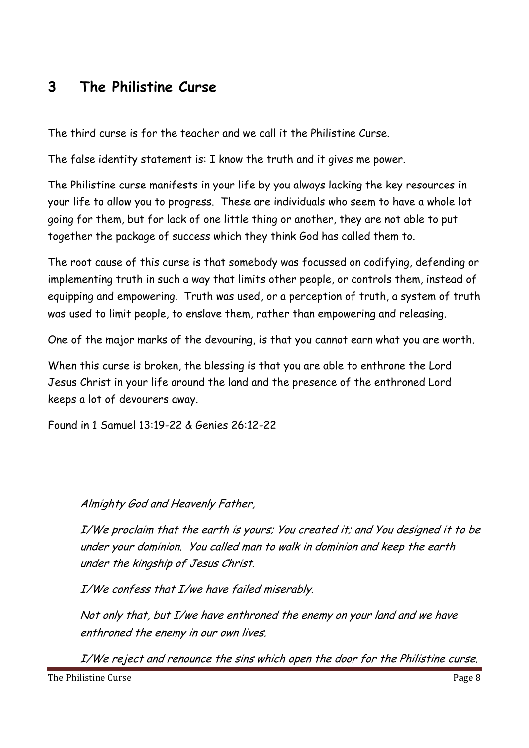## 3 The Philistine Curse

The third curse is for the teacher and we call it the Philistine Curse.

The false identity statement is: I know the truth and it gives me power.

The Philistine curse manifests in your life by you always lacking the key resources in your life to allow you to progress. These are individuals who seem to have a whole lot going for them, but for lack of one little thing or another, they are not able to put together the package of success which they think God has called them to.

The root cause of this curse is that somebody was focussed on codifying, defending or implementing truth in such a way that limits other people, or controls them, instead of equipping and empowering. Truth was used, or a perception of truth, a system of truth was used to limit people, to enslave them, rather than empowering and releasing.

One of the major marks of the devouring, is that you cannot earn what you are worth.

When this curse is broken, the blessing is that you are able to enthrone the Lord Jesus Christ in your life around the land and the presence of the enthroned Lord keeps a lot of devourers away.

Found in 1 Samuel 13:19-22 & Genies 26:12-22

*Almighty God and Heavenly Father,*

*I/We proclaim that the earth is yours; You created it; and You designed it to be under your dominion. You called man to walk in dominion and keep the earth under the kingship of Jesus Christ.*

*I/We confess that I/we have failed miserably.*

*Not only that, but I/we have enthroned the enemy on your land and we have enthroned the enemy in our own lives.*

*I/We reject and renounce the sins which open the door for the Philistine curse.*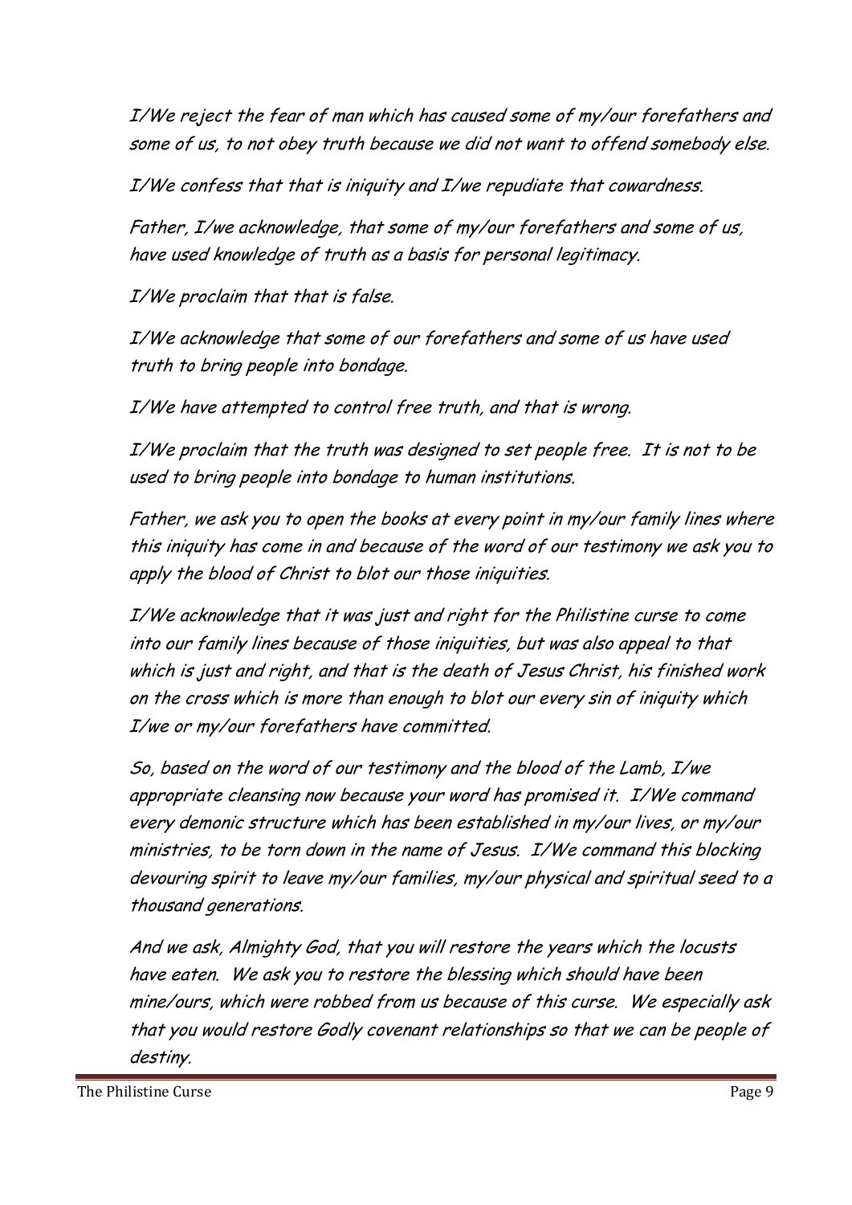*I/We reject the fear of man which has caused some of my/our forefathers and some of us, to not obey truth because we did not want to offend somebody else.*

*I/We confess that that is iniquity and I/we repudiate that cowardness.*

*Father, I/we acknowledge, that some of my/our forefathers and some of us, have used knowledge of truth as a basis for personal legitimacy.*

*I/We proclaim that that is false.*

*I/We acknowledge that some of our forefathers and some of us have used truth to bring people into bondage.*

*I/We have attempted to control free truth, and that is wrong.*

*I/We proclaim that the truth was designed to set people free. It is not to be used to bring people into bondage to human institutions.*

*Father, we ask you to open the books at every point in my/our family lines where this iniquity has come in and because of the word of our testimony we ask you to apply the blood of Christ to blot our those iniquities.*

*I/We acknowledge that it was just and right for the Philistine curse to come into our family lines because of those iniquities, but was also appeal to that which is just and right, and that is the death of Jesus Christ, his finished work on the cross which is more than enough to blot our every sin of iniquity which I/we or my/our forefathers have committed.*

*So, based on the word of our testimony and the blood of the Lamb, I/we appropriate cleansing now because your word has promised it. I/We command every demonic structure which has been established in my/our lives, or my/our ministries, to be torn down in the name of Jesus. I/We command this blocking devouring spirit to leave my/our families, my/our physical and spiritual seed to a thousand generations.*

*And we ask, Almighty God, that you will restore the years which the locusts have eaten. We ask you to restore the blessing which should have been mine/ours, which were robbed from us because of this curse. We especially ask that you would restore Godly covenant relationships so that we can be people of destiny.*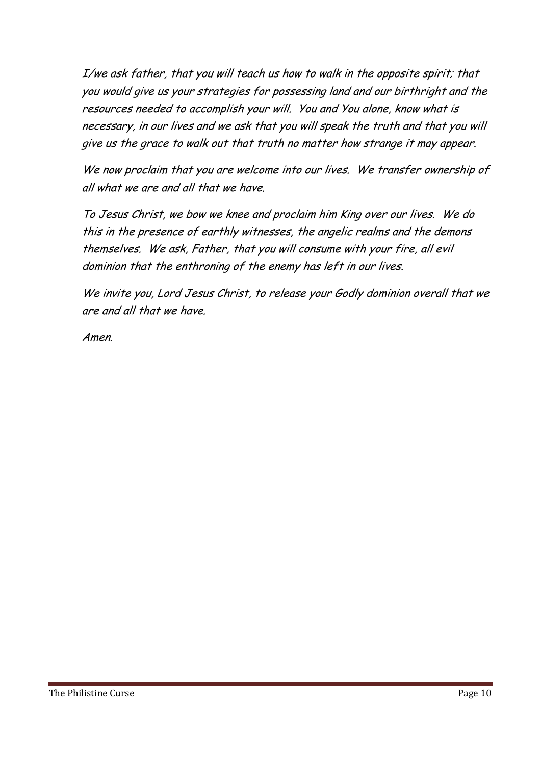*I/we ask father, that you will teach us how to walk in the opposite spirit; that you would give us your strategies for possessing land and our birthright and the resources needed to accomplish your will. You and You alone, know what is necessary, in our lives and we ask that you will speak the truth and that you will give us the grace to walk out that truth no matter how strange it may appear.*

*We now proclaim that you are welcome into our lives. We transfer ownership of all what we are and all that we have.*

*To Jesus Christ, we bow we knee and proclaim him King over our lives. We do this in the presence of earthly witnesses, the angelic realms and the demons themselves. We ask, Father, that you will consume with your fire, all evil dominion that the enthroning of the enemy has left in our lives.*

*We invite you, Lord Jesus Christ, to release your Godly dominion overall that we are and all that we have.*

*Amen.*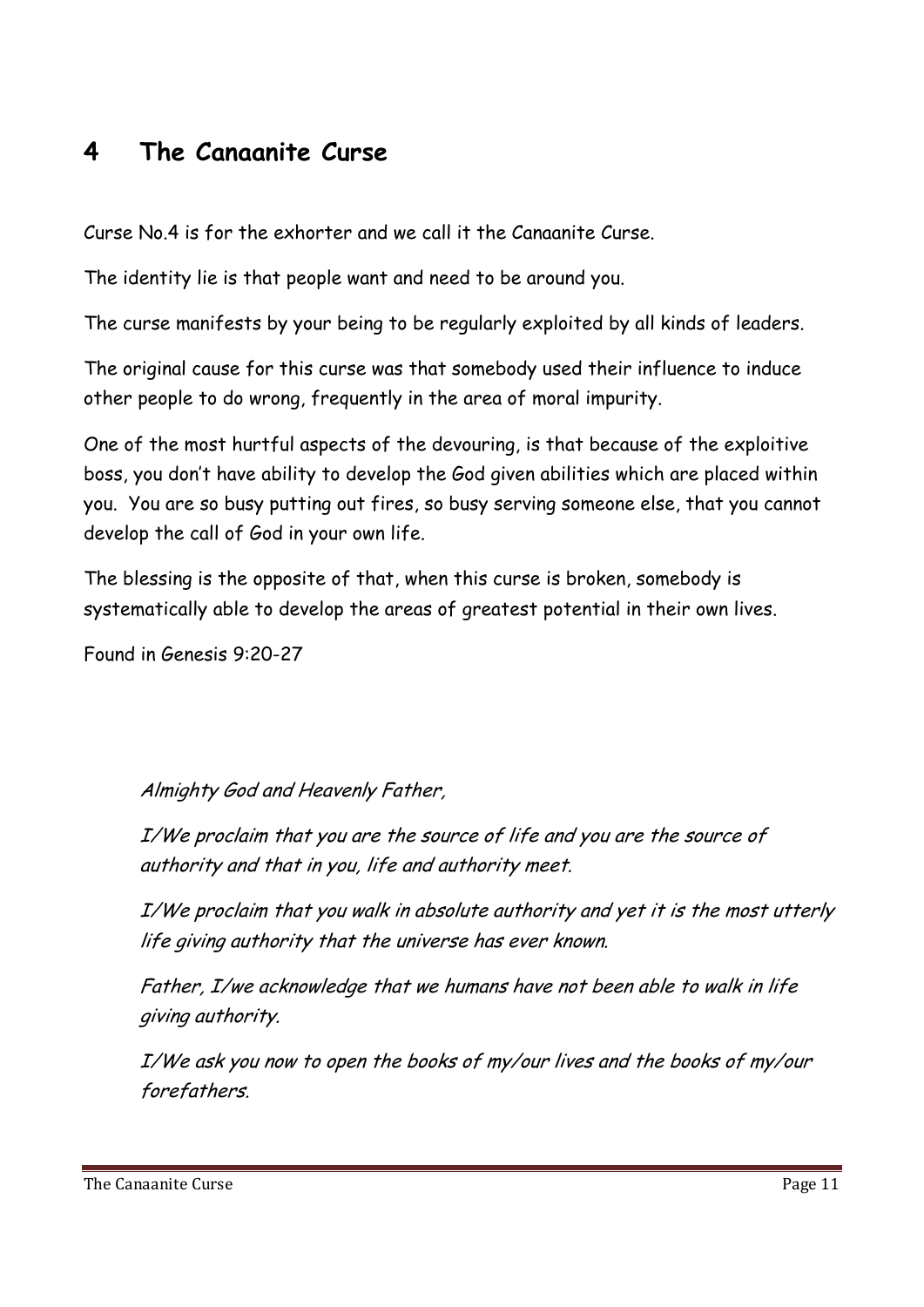# 4 The Canaanite Curse

Curse No.4 is for the exhorter and we call it the Canaanite Curse.

The identity lie is that people want and need to be around you.

The curse manifests by your being to be regularly exploited by all kinds of leaders.

The original cause for this curse was that somebody used their influence to induce other people to do wrong, frequently in the area of moral impurity.

One of the most hurtful aspects of the devouring, is that because of the exploitive boss, you don't have ability to develop the God given abilities which are placed within you. You are so busy putting out fires, so busy serving someone else, that you cannot develop the call of God in your own life.

The blessing is the opposite of that, when this curse is broken, somebody is systematically able to develop the areas of greatest potential in their own lives.

Found in Genesis 9:20-27

*Almighty God and Heavenly Father,*

*I/We proclaim that you are the source of life and you are the source of authority and that in you, life and authority meet.*

*I/We proclaim that you walk in absolute authority and yet it is the most utterly life giving authority that the universe has ever known.*

*Father, I/we acknowledge that we humans have not been able to walk in life giving authority.*

*I/We ask you now to open the books of my/our lives and the books of my/our forefathers.*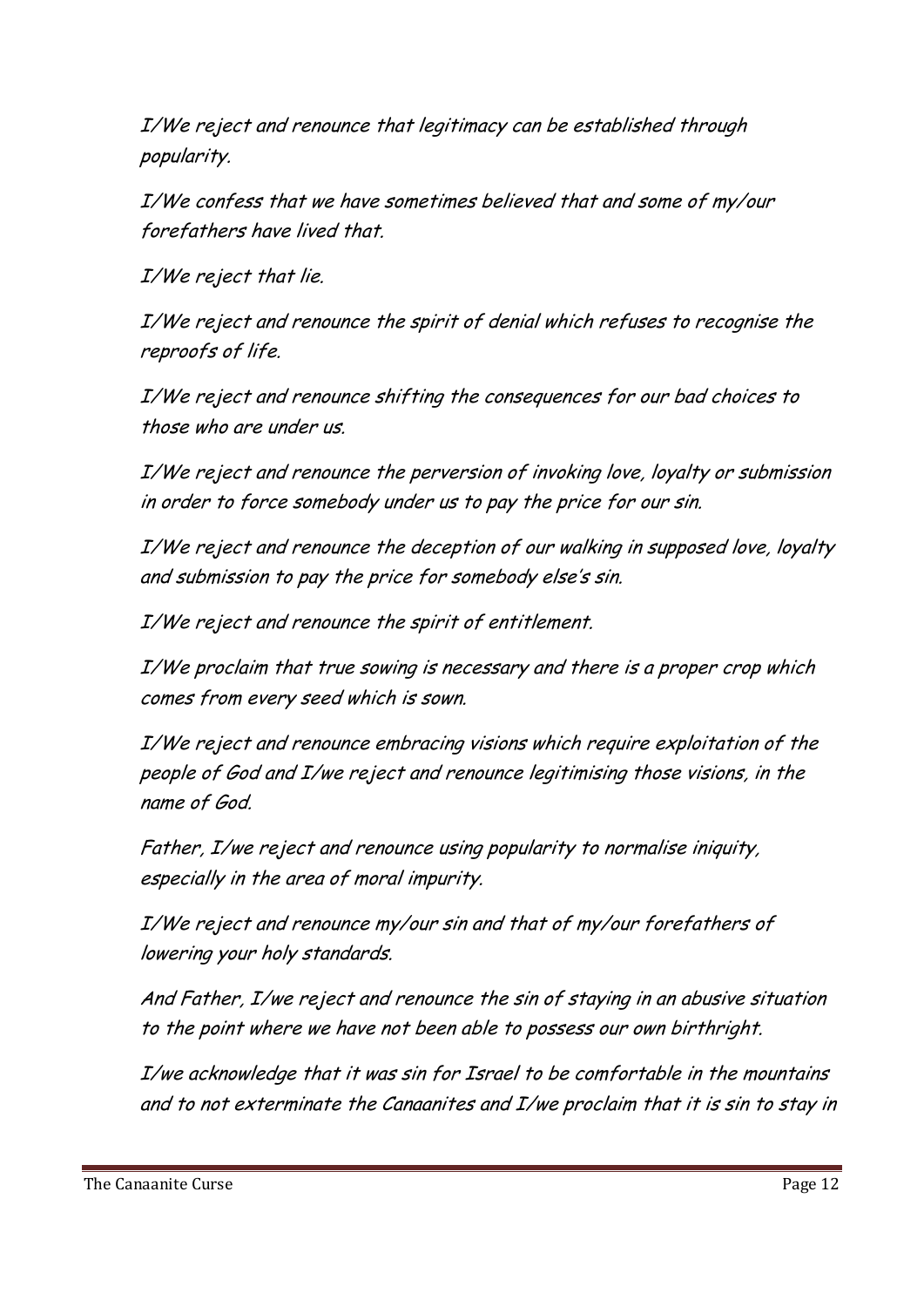*I/We reject and renounce that legitimacy can be established through popularity.*

*I/We confess that we have sometimes believed that and some of my/our forefathers have lived that.*

*I/We reject that lie.*

*I/We reject and renounce the spirit of denial which refuses to recognise the reproofs of life.*

*I/We reject and renounce shifting the consequences for our bad choices to those who are under us.*

*I/We reject and renounce the perversion of invoking love, loyalty or submission in order to force somebody under us to pay the price for our sin.*

*I/We reject and renounce the deception of our walking in supposed love, loyalty and submission to pay the price for somebody else's sin.*

*I/We reject and renounce the spirit of entitlement.*

*I/We proclaim that true sowing is necessary and there is a proper crop which comes from every seed which is sown.*

*I/We reject and renounce embracing visions which require exploitation of the people of God and I/we reject and renounce legitimising those visions, in the name of God.*

*Father, I/we reject and renounce using popularity to normalise iniquity, especially in the area of moral impurity.*

*I/We reject and renounce my/our sin and that of my/our forefathers of lowering your holy standards.*

*And Father, I/we reject and renounce the sin of staying in an abusive situation to the point where we have not been able to possess our own birthright.*

*I/we acknowledge that it was sin for Israel to be comfortable in the mountains and to not exterminate the Canaanites and I/we proclaim that it is sin to stay in*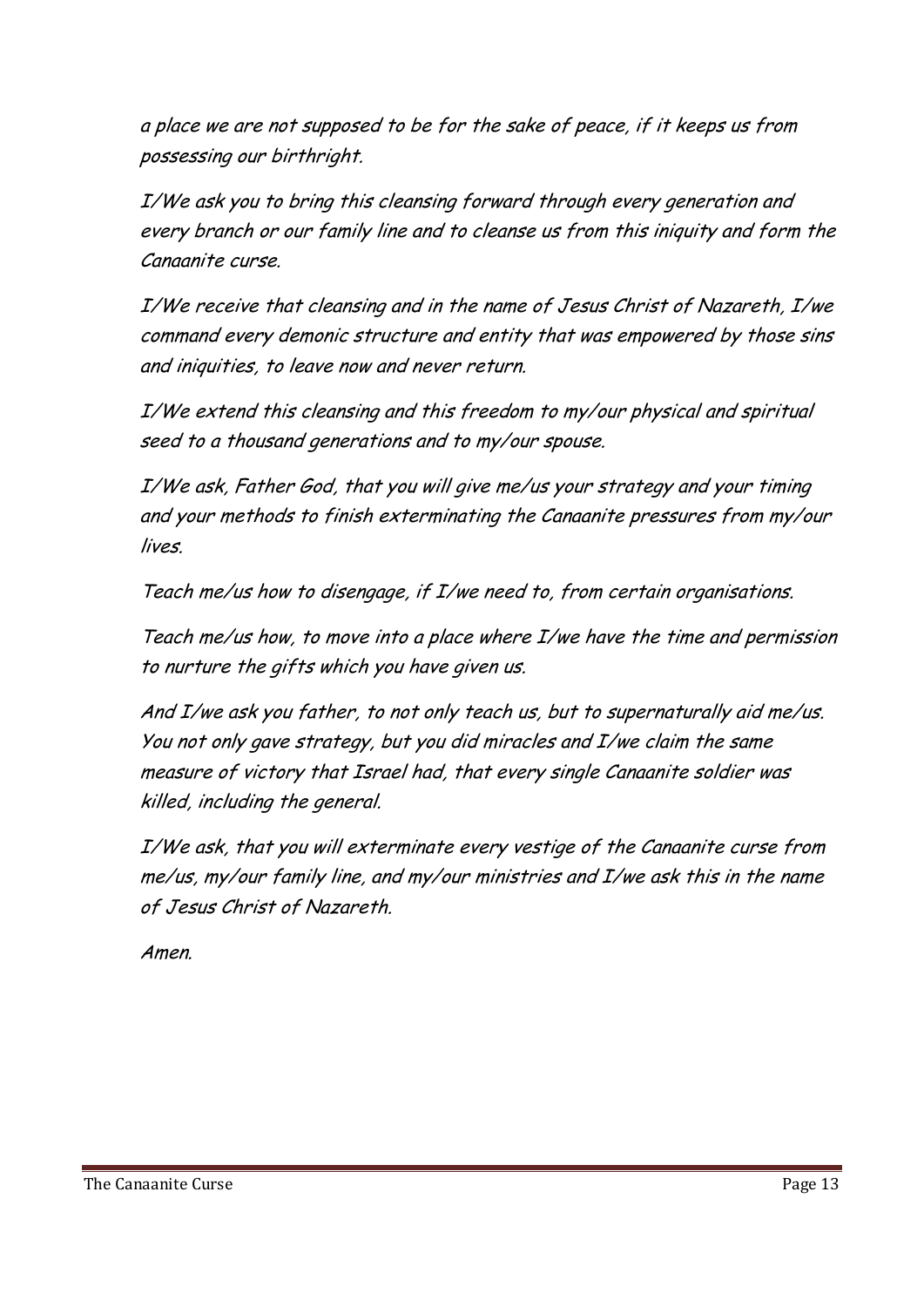*a place we are not supposed to be for the sake of peace, if it keeps us from possessing our birthright.*

*I/We ask you to bring this cleansing forward through every generation and every branch or our family line and to cleanse us from this iniquity and form the Canaanite curse.*

*I/We receive that cleansing and in the name of Jesus Christ of Nazareth, I/we command every demonic structure and entity that was empowered by those sins and iniquities, to leave now and never return.*

*I/We extend this cleansing and this freedom to my/our physical and spiritual seed to a thousand generations and to my/our spouse.*

*I/We ask, Father God, that you will give me/us your strategy and your timing and your methods to finish exterminating the Canaanite pressures from my/our lives.*

*Teach me/us how to disengage, if I/we need to, from certain organisations.*

*Teach me/us how, to move into a place where I/we have the time and permission to nurture the gifts which you have given us.*

*And I/we ask you father, to not only teach us, but to supernaturally aid me/us. You not only gave strategy, but you did miracles and I/we claim the same measure of victory that Israel had, that every single Canaanite soldier was killed, including the general.*

*I/We ask, that you will exterminate every vestige of the Canaanite curse from me/us, my/our family line, and my/our ministries and I/we ask this in the name of Jesus Christ of Nazareth.*

*Amen.*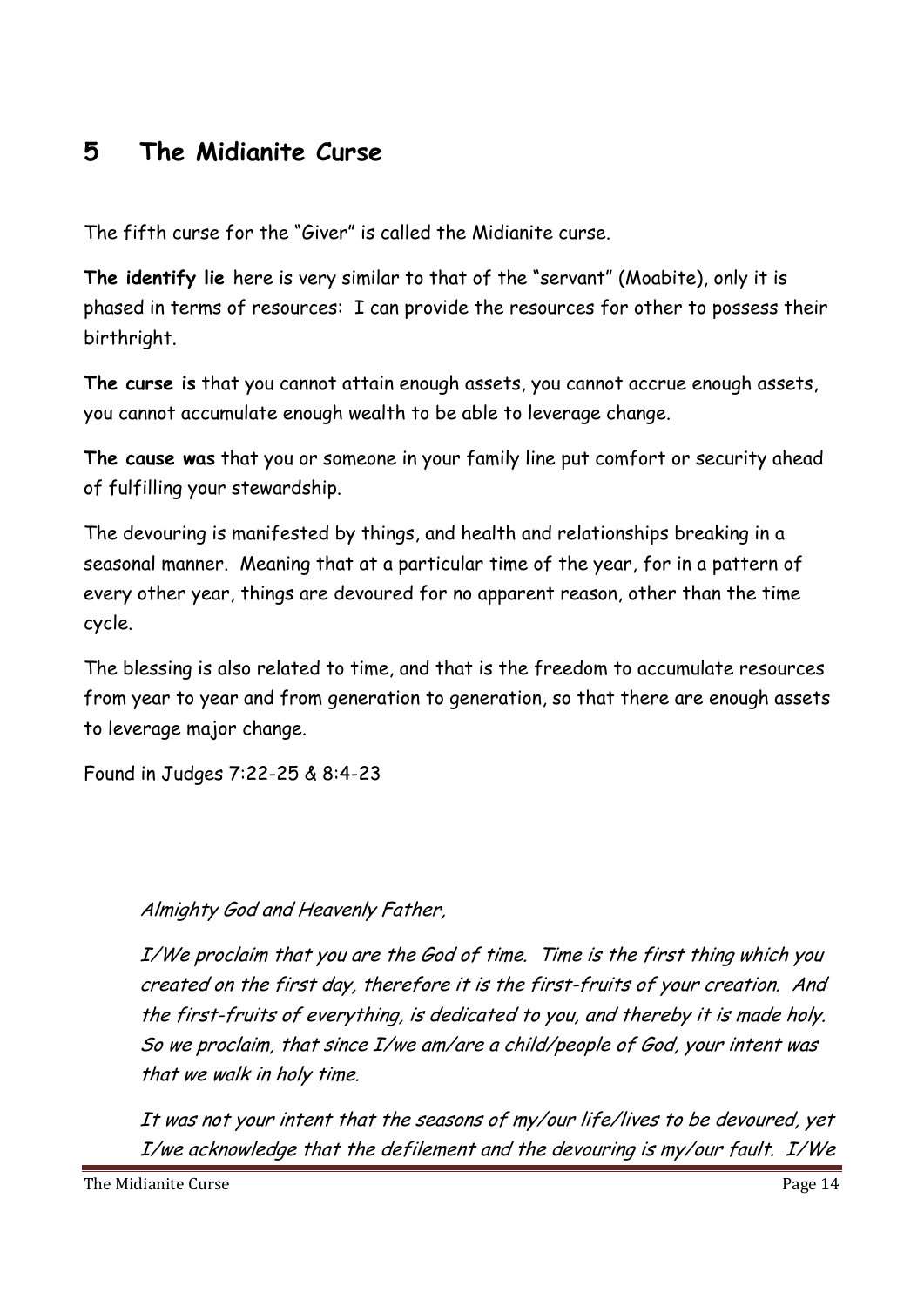## 5 The Midianite Curse

The fifth curse for the "Giver" is called the Midianite curse.

**The identify lie** here is very similar to that of the "servant" (Moabite), only it is phased in terms of resources: I can provide the resources for other to possess their birthright.

**The curse is** that you cannot attain enough assets, you cannot accrue enough assets, you cannot accumulate enough wealth to be able to leverage change.

**The cause was** that you or someone in your family line put comfort or security ahead of fulfilling your stewardship.

The devouring is manifested by things, and health and relationships breaking in a seasonal manner. Meaning that at a particular time of the year, for in a pattern of every other year, things are devoured for no apparent reason, other than the time cycle.

The blessing is also related to time, and that is the freedom to accumulate resources from year to year and from generation to generation, so that there are enough assets to leverage major change.

Found in Judges 7:22-25 & 8:4-23

*Almighty God and Heavenly Father,*

*I/We proclaim that you are the God of time. Time is the first thing which you created on the first day, therefore it is the first-fruits of your creation. And the first-fruits of everything, is dedicated to you, and thereby it is made holy. So we proclaim, that since I/we am/are a child/people of God, your intent was that we walk in holy time.*

*It was not your intent that the seasons of my/our life/lives to be devoured, yet I/we acknowledge that the defilement and the devouring is my/our fault. I/We*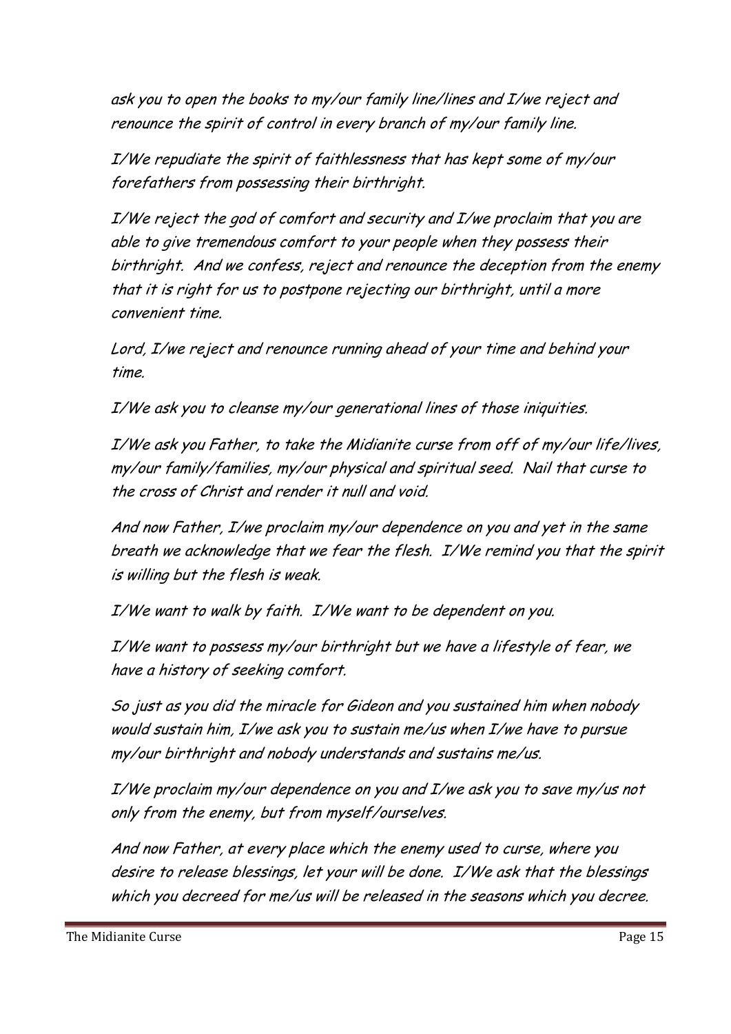*ask you to open the books to my/our family line/lines and I/we reject and renounce the spirit of control in every branch of my/our family line.*

*I/We repudiate the spirit of faithlessness that has kept some of my/our forefathers from possessing their birthright.*

*I/We reject the god of comfort and security and I/we proclaim that you are able to give tremendous comfort to your people when they possess their birthright. And we confess, reject and renounce the deception from the enemy that it is right for us to postpone rejecting our birthright, until a more convenient time.*

*Lord, I/we reject and renounce running ahead of your time and behind your time.*

*I/We ask you to cleanse my/our generational lines of those iniquities.*

*I/We ask you Father, to take the Midianite curse from off of my/our life/lives, my/our family/families, my/our physical and spiritual seed. Nail that curse to the cross of Christ and render it null and void.*

*And now Father, I/we proclaim my/our dependence on you and yet in the same breath we acknowledge that we fear the flesh. I/We remind you that the spirit is willing but the flesh is weak.*

*I/We want to walk by faith. I/We want to be dependent on you.*

*I/We want to possess my/our birthright but we have a lifestyle of fear, we have a history of seeking comfort.*

*So just as you did the miracle for Gideon and you sustained him when nobody would sustain him, I/we ask you to sustain me/us when I/we have to pursue my/our birthright and nobody understands and sustains me/us.*

*I/We proclaim my/our dependence on you and I/we ask you to save my/us not only from the enemy, but from myself/ourselves.*

*And now Father, at every place which the enemy used to curse, where you desire to release blessings, let your will be done. I/We ask that the blessings which you decreed for me/us will be released in the seasons which you decree.*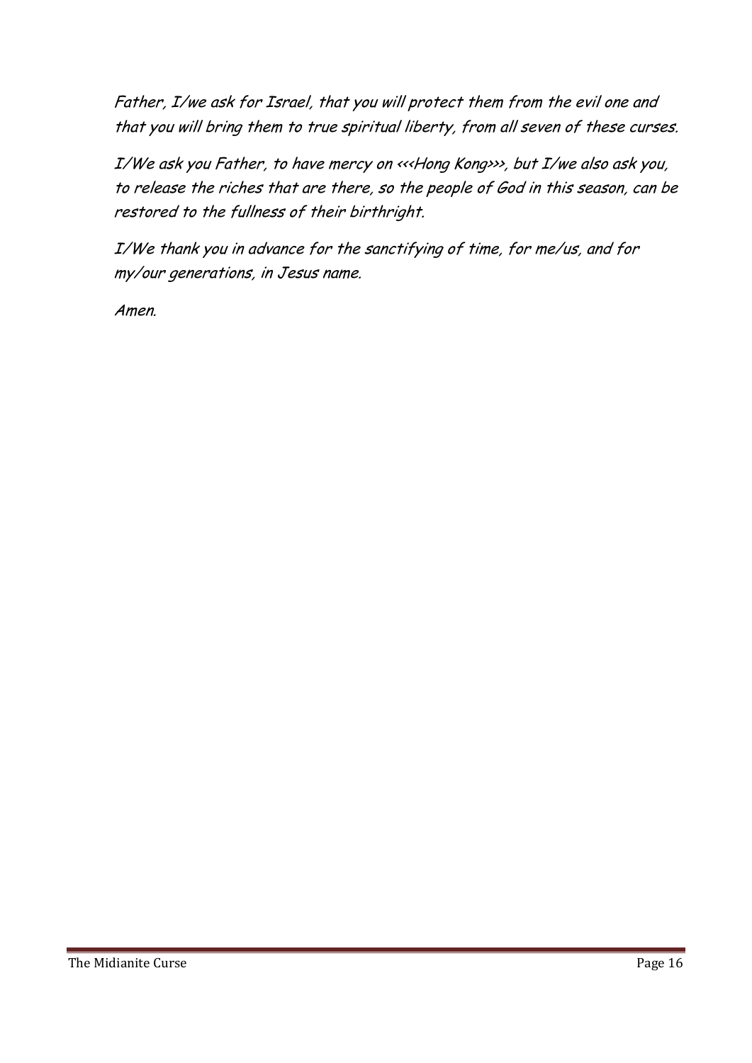*Father, I/we ask for Israel, that you will protect them from the evil one and that you will bring them to true spiritual liberty, from all seven of these curses.*

*I/We ask you Father, to have mercy on <<<Hong Kong>>>, but I/we also ask you, to release the riches that are there, so the people of God in this season, can be restored to the fullness of their birthright.*

*I/We thank you in advance for the sanctifying of time, for me/us, and for my/our generations, in Jesus name.*

*Amen.*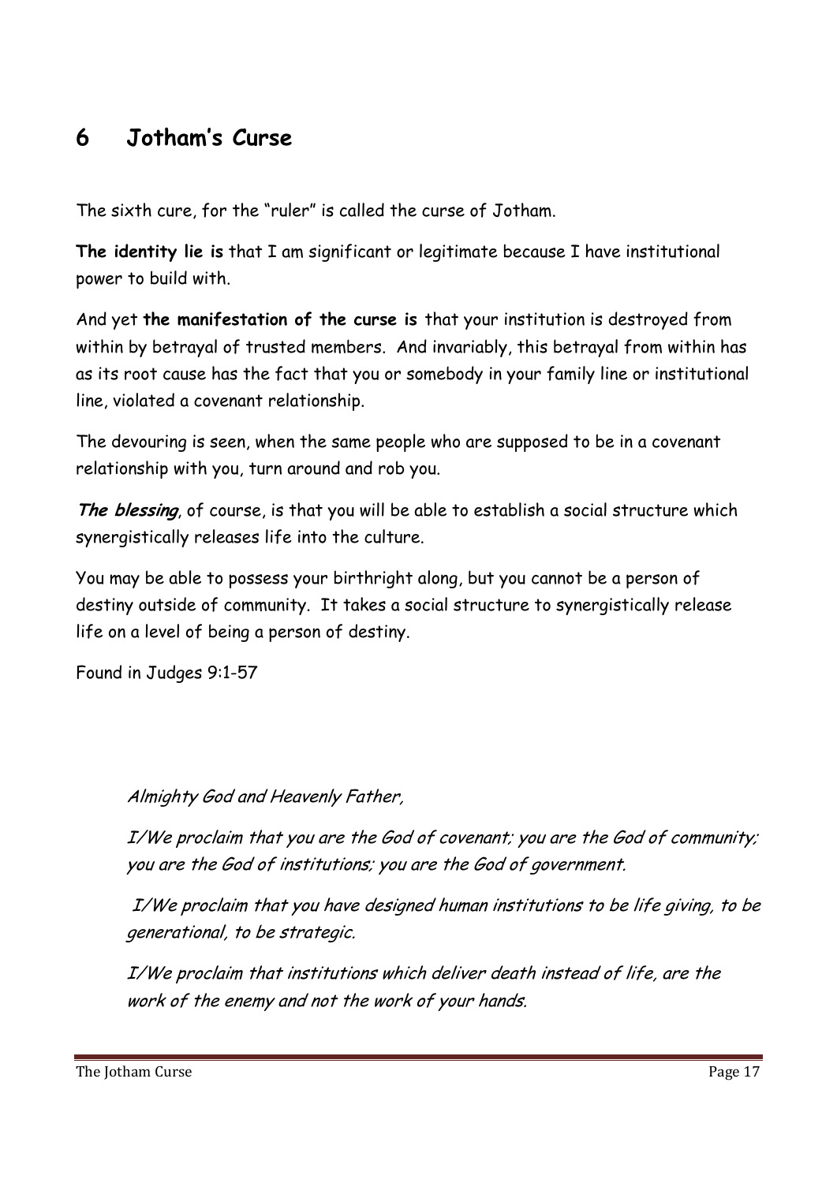## 6 Jotham's Curse

The sixth cure, for the "ruler" is called the curse of Jotham.

**The identity lie is** that I am significant or legitimate because I have institutional power to build with.

And yet **the manifestation of the curse is** that your institution is destroyed from within by betrayal of trusted members. And invariably, this betrayal from within has as its root cause has the fact that you or somebody in your family line or institutional line, violated a covenant relationship.

The devouring is seen, when the same people who are supposed to be in a covenant relationship with you, turn around and rob you.

***The blessing***, of course, is that you will be able to establish a social structure which synergistically releases life into the culture.

You may be able to possess your birthright along, but you cannot be a person of destiny outside of community. It takes a social structure to synergistically release life on a level of being a person of destiny.

Found in Judges 9:1-57

*Almighty God and Heavenly Father,*

*I/We proclaim that you are the God of covenant; you are the God of community; you are the God of institutions; you are the God of government.*

*I/We proclaim that you have designed human institutions to be life giving, to be generational, to be strategic.*

*I/We proclaim that institutions which deliver death instead of life, are the work of the enemy and not the work of your hands.*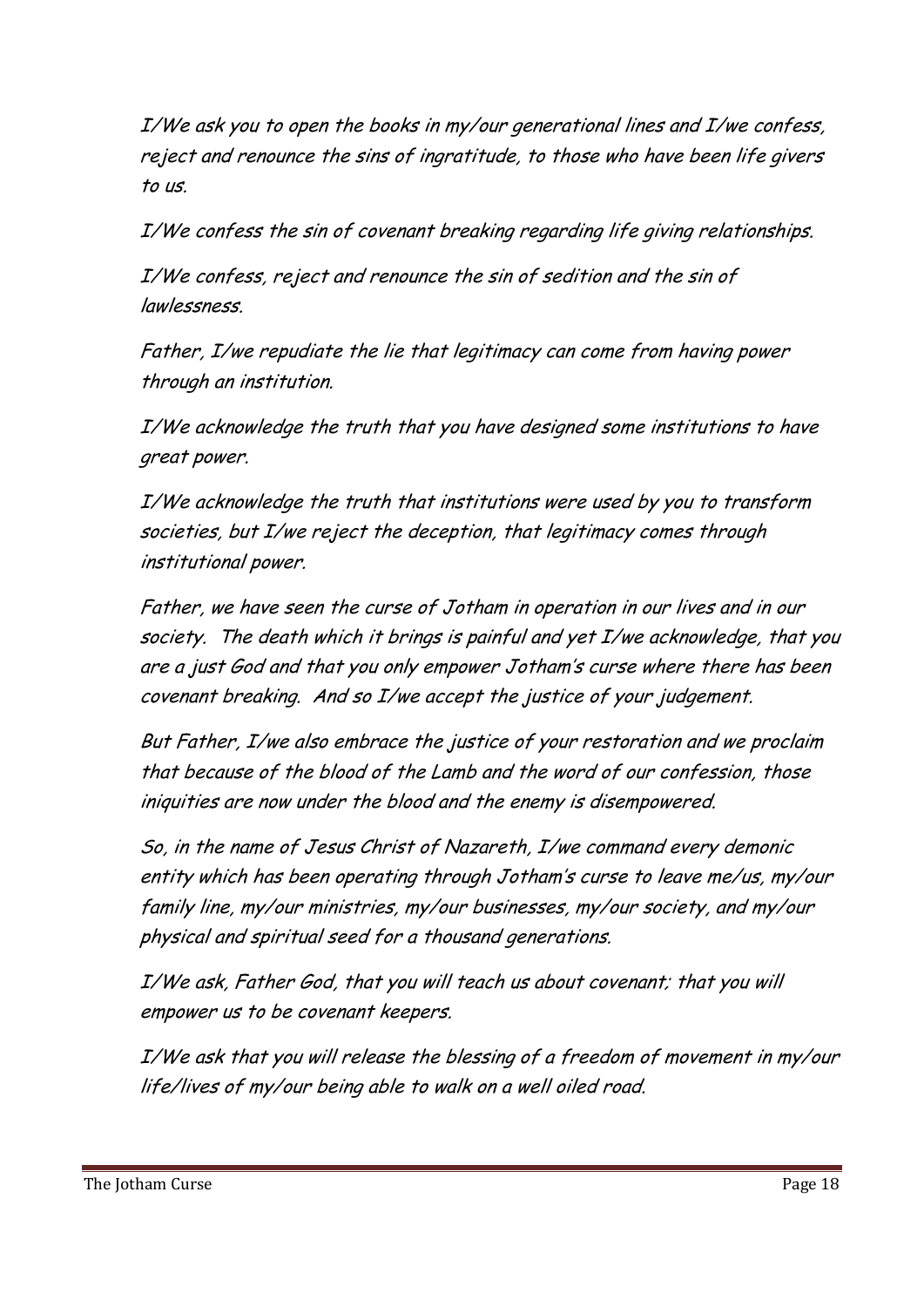*I/We ask you to open the books in my/our generational lines and I/we confess, reject and renounce the sins of ingratitude, to those who have been life givers to us.*

*I/We confess the sin of covenant breaking regarding life giving relationships.*

*I/We confess, reject and renounce the sin of sedition and the sin of lawlessness.*

*Father, I/we repudiate the lie that legitimacy can come from having power through an institution.*

*I/We acknowledge the truth that you have designed some institutions to have great power.*

*I/We acknowledge the truth that institutions were used by you to transform societies, but I/we reject the deception, that legitimacy comes through institutional power.*

*Father, we have seen the curse of Jotham in operation in our lives and in our society. The death which it brings is painful and yet I/we acknowledge, that you are a just God and that you only empower Jotham's curse where there has been covenant breaking. And so I/we accept the justice of your judgement.*

*But Father, I/we also embrace the justice of your restoration and we proclaim that because of the blood of the Lamb and the word of our confession, those iniquities are now under the blood and the enemy is disempowered.*

*So, in the name of Jesus Christ of Nazareth, I/we command every demonic entity which has been operating through Jotham's curse to leave me/us, my/our family line, my/our ministries, my/our businesses, my/our society, and my/our physical and spiritual seed for a thousand generations.*

*I/We ask, Father God, that you will teach us about covenant; that you will empower us to be covenant keepers.*

*I/We ask that you will release the blessing of a freedom of movement in my/our life/lives of my/our being able to walk on a well oiled road.*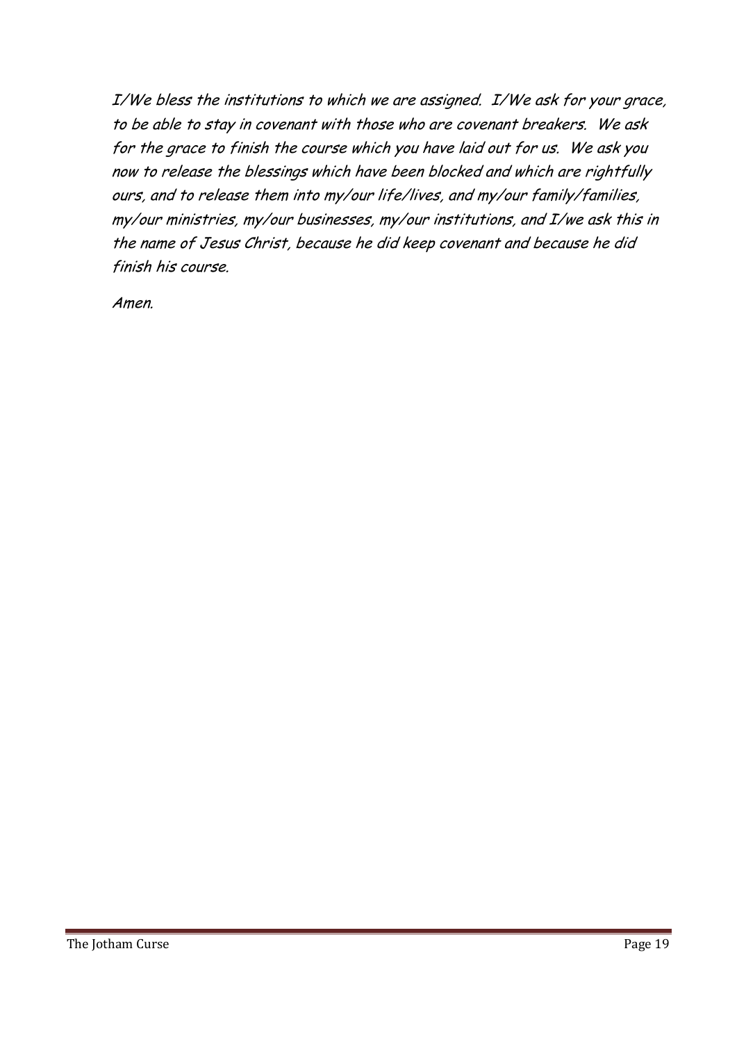*I/We bless the institutions to which we are assigned. I/We ask for your grace, to be able to stay in covenant with those who are covenant breakers. We ask for the grace to finish the course which you have laid out for us. We ask you now to release the blessings which have been blocked and which are rightfully ours, and to release them into my/our life/lives, and my/our family/families, my/our ministries, my/our businesses, my/our institutions, and I/we ask this in the name of Jesus Christ, because he did keep covenant and because he did finish his course.*

*Amen.*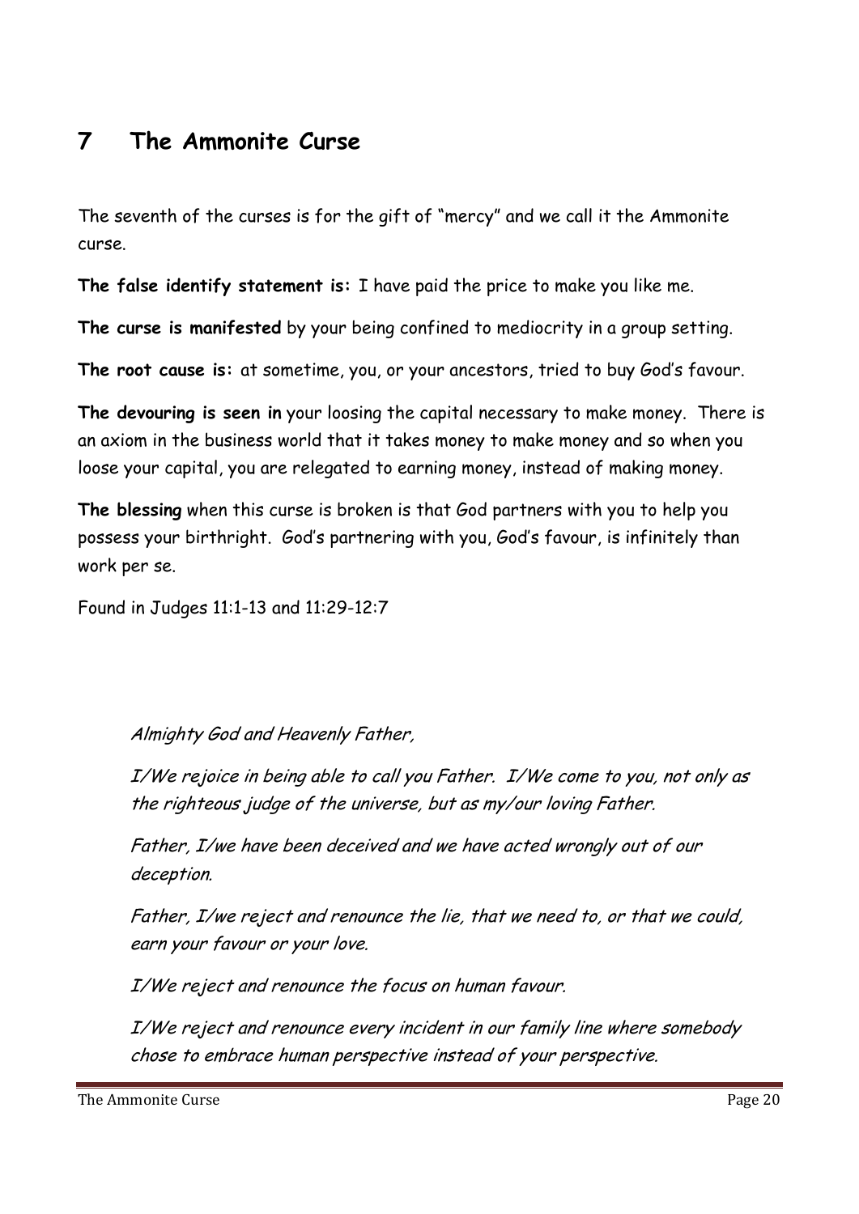## 7 The Ammonite Curse

The seventh of the curses is for the gift of "mercy" and we call it the Ammonite curse.

**The false identify statement is:** I have paid the price to make you like me.

**The curse is manifested** by your being confined to mediocrity in a group setting.

**The root cause is:** at sometime, you, or your ancestors, tried to buy God's favour.

**The devouring is seen in** your loosing the capital necessary to make money. There is an axiom in the business world that it takes money to make money and so when you loose your capital, you are relegated to earning money, instead of making money.

**The blessing** when this curse is broken is that God partners with you to help you possess your birthright. God's partnering with you, God's favour, is infinitely than work per se.

Found in Judges 11:1-13 and 11:29-12:7

*Almighty God and Heavenly Father,*

*I/We rejoice in being able to call you Father. I/We come to you, not only as the righteous judge of the universe, but as my/our loving Father.*

*Father, I/we have been deceived and we have acted wrongly out of our deception.*

*Father, I/we reject and renounce the lie, that we need to, or that we could, earn your favour or your love.*

*I/We reject and renounce the focus on human favour.*

*I/We reject and renounce every incident in our family line where somebody chose to embrace human perspective instead of your perspective.*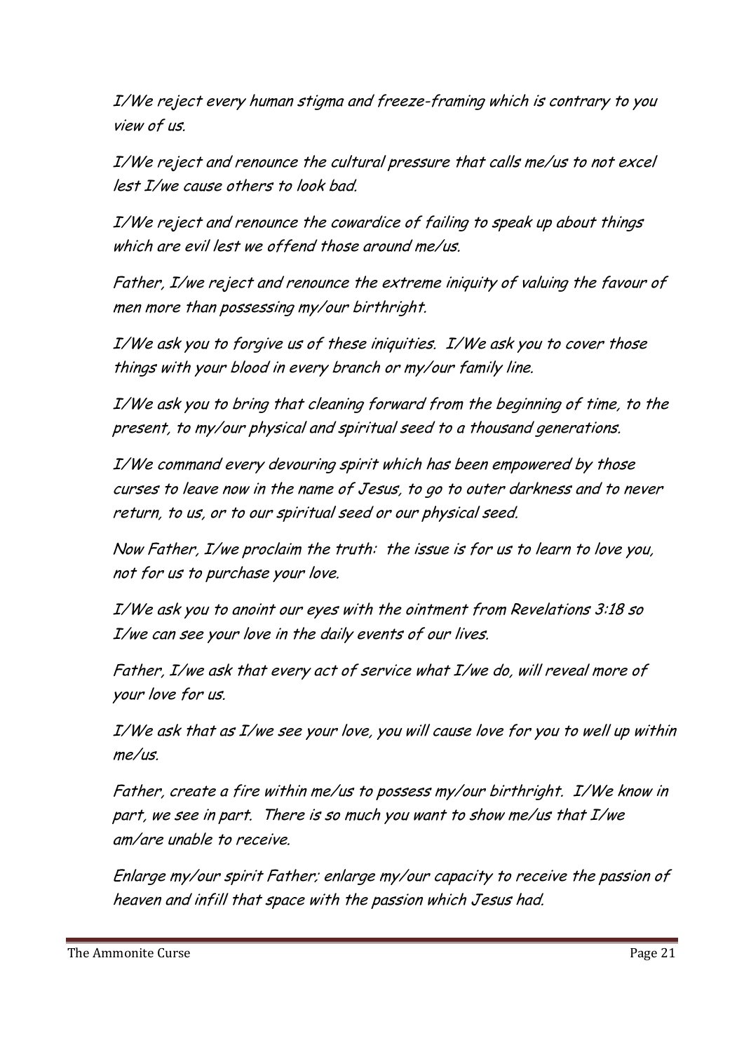*I/We reject every human stigma and freeze-framing which is contrary to you view of us.*

*I/We reject and renounce the cultural pressure that calls me/us to not excel lest I/we cause others to look bad.*

*I/We reject and renounce the cowardice of failing to speak up about things which are evil lest we offend those around me/us.*

*Father, I/we reject and renounce the extreme iniquity of valuing the favour of men more than possessing my/our birthright.*

*I/We ask you to forgive us of these iniquities. I/We ask you to cover those things with your blood in every branch or my/our family line.*

*I/We ask you to bring that cleaning forward from the beginning of time, to the present, to my/our physical and spiritual seed to a thousand generations.*

*I/We command every devouring spirit which has been empowered by those curses to leave now in the name of Jesus, to go to outer darkness and to never return, to us, or to our spiritual seed or our physical seed.*

*Now Father, I/we proclaim the truth: the issue is for us to learn to love you, not for us to purchase your love.*

*I/We ask you to anoint our eyes with the ointment from Revelations 3:18 so I/we can see your love in the daily events of our lives.*

*Father, I/we ask that every act of service what I/we do, will reveal more of your love for us.*

*I/We ask that as I/we see your love, you will cause love for you to well up within me/us.*

*Father, create a fire within me/us to possess my/our birthright. I/We know in part, we see in part. There is so much you want to show me/us that I/we am/are unable to receive.*

*Enlarge my/our spirit Father; enlarge my/our capacity to receive the passion of heaven and infill that space with the passion which Jesus had.*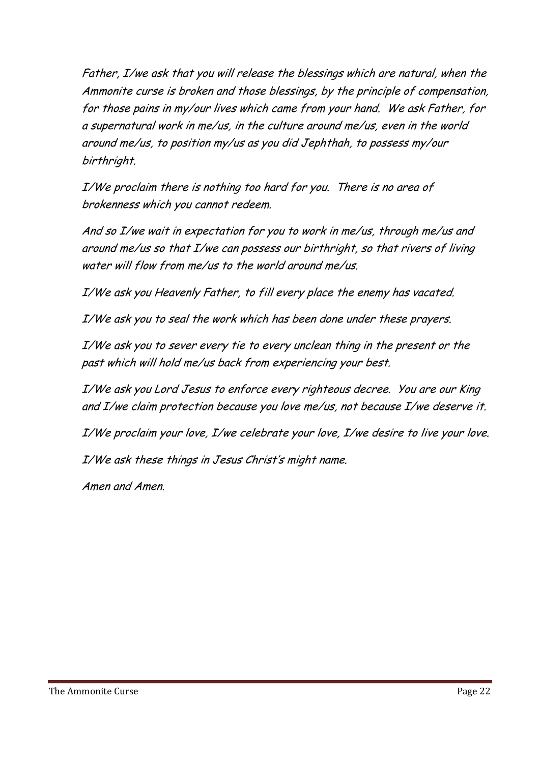*Father, I/we ask that you will release the blessings which are natural, when the Ammonite curse is broken and those blessings, by the principle of compensation, for those pains in my/our lives which came from your hand. We ask Father, for a supernatural work in me/us, in the culture around me/us, even in the world around me/us, to position my/us as you did Jephthah, to possess my/our birthright.*

*I/We proclaim there is nothing too hard for you. There is no area of brokenness which you cannot redeem.*

*And so I/we wait in expectation for you to work in me/us, through me/us and around me/us so that I/we can possess our birthright, so that rivers of living water will flow from me/us to the world around me/us.*

*I/We ask you Heavenly Father, to fill every place the enemy has vacated.*

*I/We ask you to seal the work which has been done under these prayers.*

*I/We ask you to sever every tie to every unclean thing in the present or the past which will hold me/us back from experiencing your best.*

*I/We ask you Lord Jesus to enforce every righteous decree. You are our King and I/we claim protection because you love me/us, not because I/we deserve it.*

*I/We proclaim your love, I/we celebrate your love, I/we desire to live your love.*

*I/We ask these things in Jesus Christ's might name.*

*Amen and Amen.*